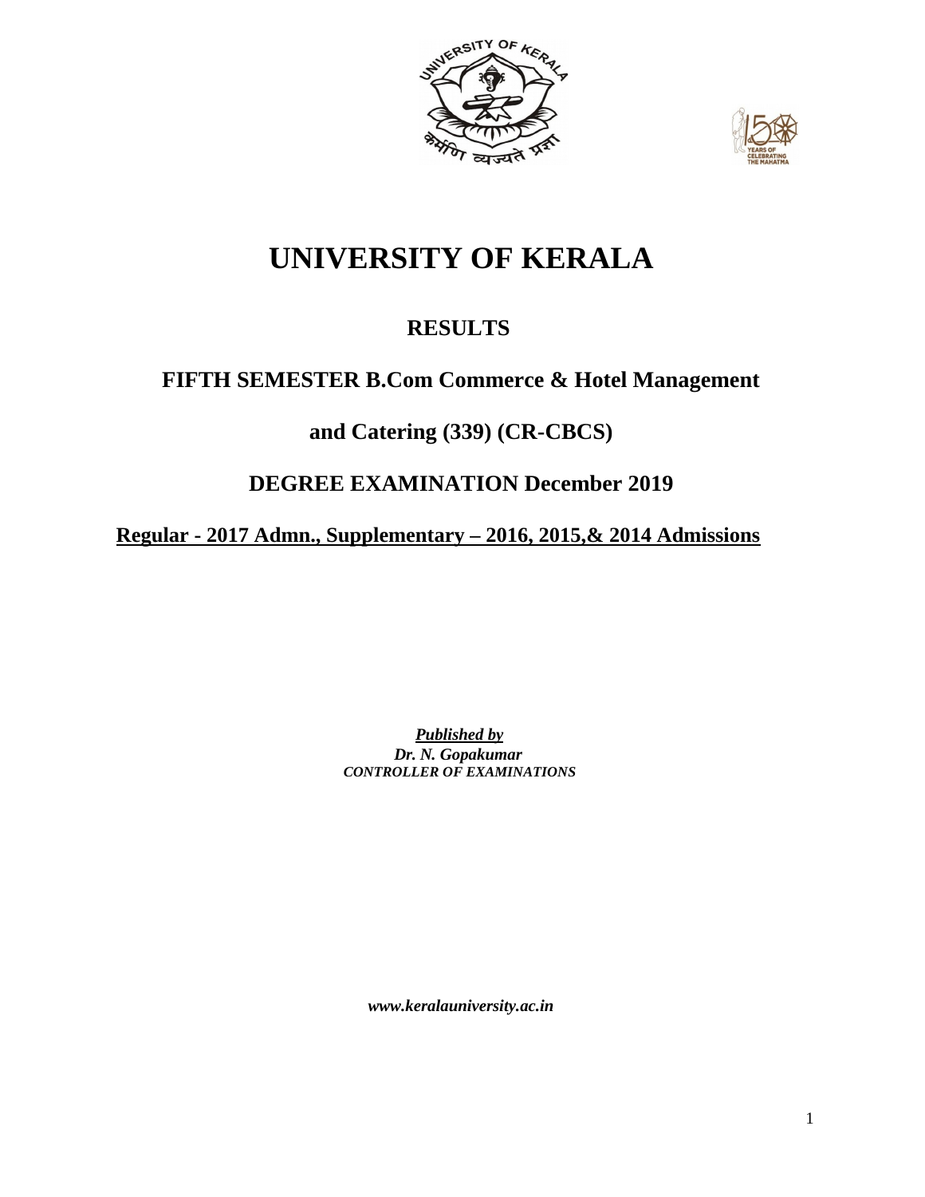# UNIVERSITY OF KERALA

## RESULTS

## FIFTH SEMESTER B.Com Commerce & Hotel Management

## and Catering (339) (CR-CBCS)

## DEGREE EXAMINATION December 2019

**Regular - 2017 Admn., Supplementary – 2016, 2015,& 2014 Admissions**

***Published by***
***Dr. N. Gopakumar***
***CONTROLLER OF EXAMINATIONS***

***www.keralauniversity.ac.in***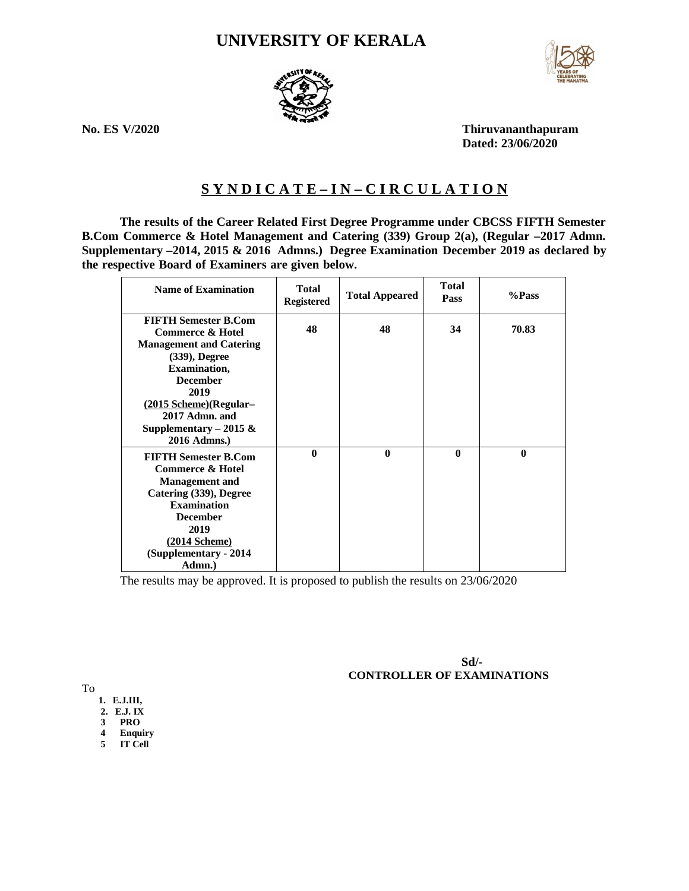# UNIVERSITY OF KERALA

**No. ES V/2020**

**Thiruvananthapuram**
**Dated: 23/06/2020**

## S Y N D I C A T E – I N – C I R C U L A T I O N

**The results of the Career Related First Degree Programme under CBCSS FIFTH Semester B.Com Commerce & Hotel Management and Catering (339) Group 2(a), (Regular –2017 Admn. Supplementary –2014, 2015 & 2016 Admns.) Degree Examination December 2019 as declared by the respective Board of Examiners are given below.**

| Name of Examination | Total Registered | Total Appeared | Total Pass | %Pass |
|---|---|---|---|---|
| **FIFTH Semester B.Com Commerce & Hotel Management and Catering (339), Degree Examination, December 2019 (2015 Scheme)(Regular– 2017 Admn. and Supplementary – 2015 & 2016 Admns.)** | **48** | **48** | **34** | **70.83** |
| **FIFTH Semester B.Com Commerce & Hotel Management and Catering (339), Degree Examination December 2019 (2014 Scheme) (Supplementary - 2014 Admn.)** | **0** | **0** | **0** | **0** |

The results may be approved. It is proposed to publish the results on 23/06/2020

**Sd/-**
**CONTROLLER OF EXAMINATIONS**

To

1. **E.J.III,**
2. **E.J. IX**
3. **PRO**
4. **Enquiry**
5. **IT Cell**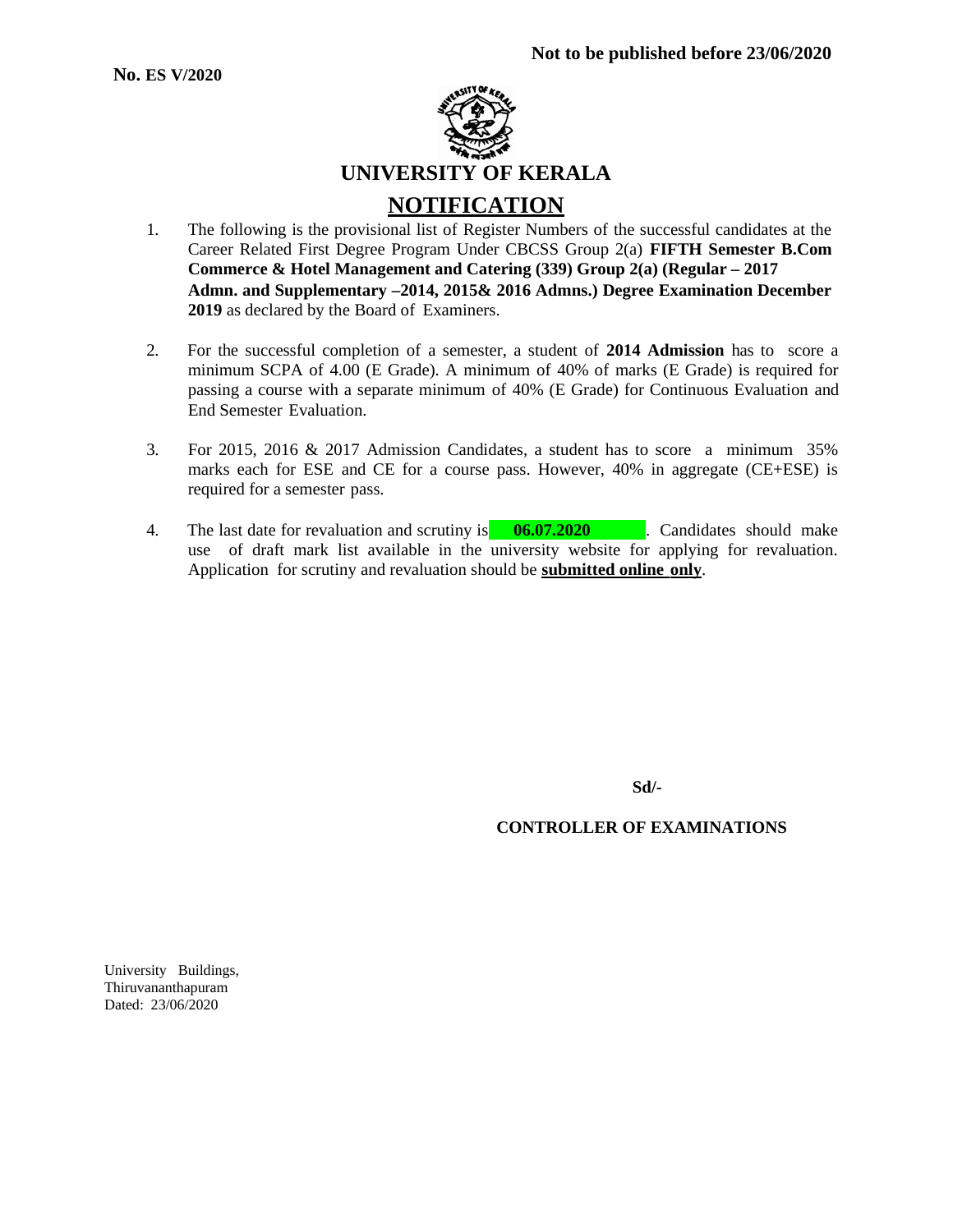**No. ES V/2020**

**Not to be published before 23/06/2020**

# UNIVERSITY OF KERALA

## NOTIFICATION

1. The following is the provisional list of Register Numbers of the successful candidates at the Career Related First Degree Program Under CBCSS Group 2(a) **FIFTH Semester B.Com Commerce & Hotel Management and Catering (339) Group 2(a) (Regular – 2017 Admn. and Supplementary –2014, 2015& 2016 Admns.) Degree Examination December 2019** as declared by the Board of Examiners.

2. For the successful completion of a semester, a student of **2014 Admission** has to score a minimum SCPA of 4.00 (E Grade). A minimum of 40% of marks (E Grade) is required for passing a course with a separate minimum of 40% (E Grade) for Continuous Evaluation and End Semester Evaluation.

3. For 2015, 2016 & 2017 Admission Candidates, a student has to score a minimum 35% marks each for ESE and CE for a course pass. However, 40% in aggregate (CE+ESE) is required for a semester pass.

4. The last date for revaluation and scrutiny is **06.07.2020**. Candidates should make use of draft mark list available in the university website for applying for revaluation. Application for scrutiny and revaluation should be **submitted online only**.

**Sd/-**

**CONTROLLER OF EXAMINATIONS**

University Buildings,
Thiruvananthapuram
Dated: 23/06/2020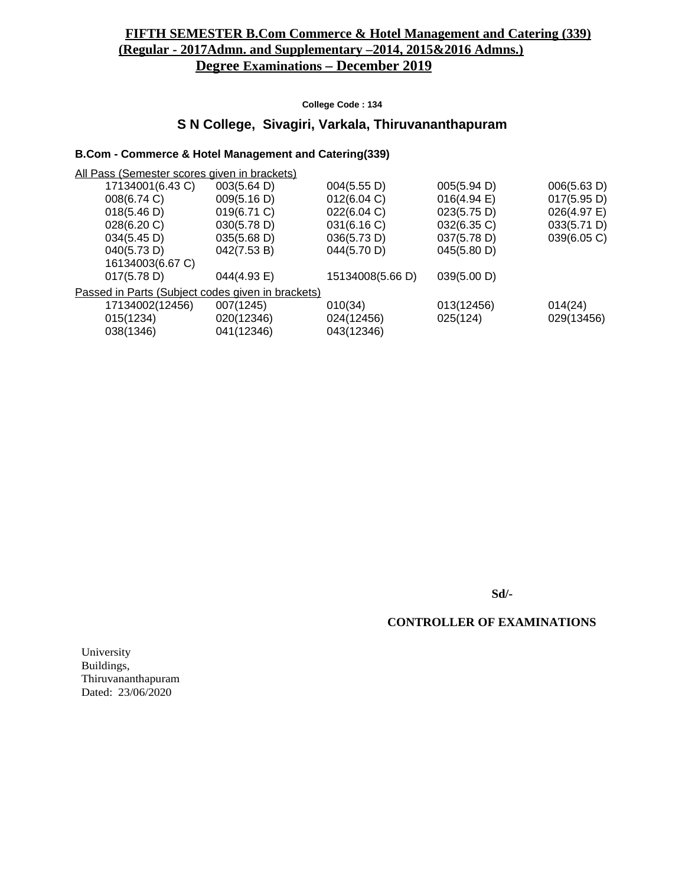**FIFTH SEMESTER B.Com Commerce & Hotel Management and Catering (339)**
**(Regular - 2017Admn. and Supplementary –2014, 2015&2016 Admns.)**
**Degree Examinations – December 2019**

**College Code : 134**

## S N College, Sivagiri, Varkala, Thiruvananthapuram

### B.Com - Commerce & Hotel Management and Catering(339)

All Pass (Semester scores given in brackets)

| | | | | |
|---|---|---|---|---|
| 17134001(6.43 C) | 003(5.64 D) | 004(5.55 D) | 005(5.94 D) | 006(5.63 D) |
| 008(6.74 C) | 009(5.16 D) | 012(6.04 C) | 016(4.94 E) | 017(5.95 D) |
| 018(5.46 D) | 019(6.71 C) | 022(6.04 C) | 023(5.75 D) | 026(4.97 E) |
| 028(6.20 C) | 030(5.78 D) | 031(6.16 C) | 032(6.35 C) | 033(5.71 D) |
| 034(5.45 D) | 035(5.68 D) | 036(5.73 D) | 037(5.78 D) | 039(6.05 C) |
| 040(5.73 D) | 042(7.53 B) | 044(5.70 D) | 045(5.80 D) | |
| 16134003(6.67 C) | | | | |
| 017(5.78 D) | 044(4.93 E) | 15134008(5.66 D) | 039(5.00 D) | |

Passed in Parts (Subject codes given in brackets)

| | | | | |
|---|---|---|---|---|
| 17134002(12456) | 007(1245) | 010(34) | 013(12456) | 014(24) |
| 015(1234) | 020(12346) | 024(12456) | 025(124) | 029(13456) |
| 038(1346) | 041(12346) | 043(12346) | | |

**Sd/-**

**CONTROLLER OF EXAMINATIONS**

University
Buildings,
Thiruvananthapuram
Dated: 23/06/2020